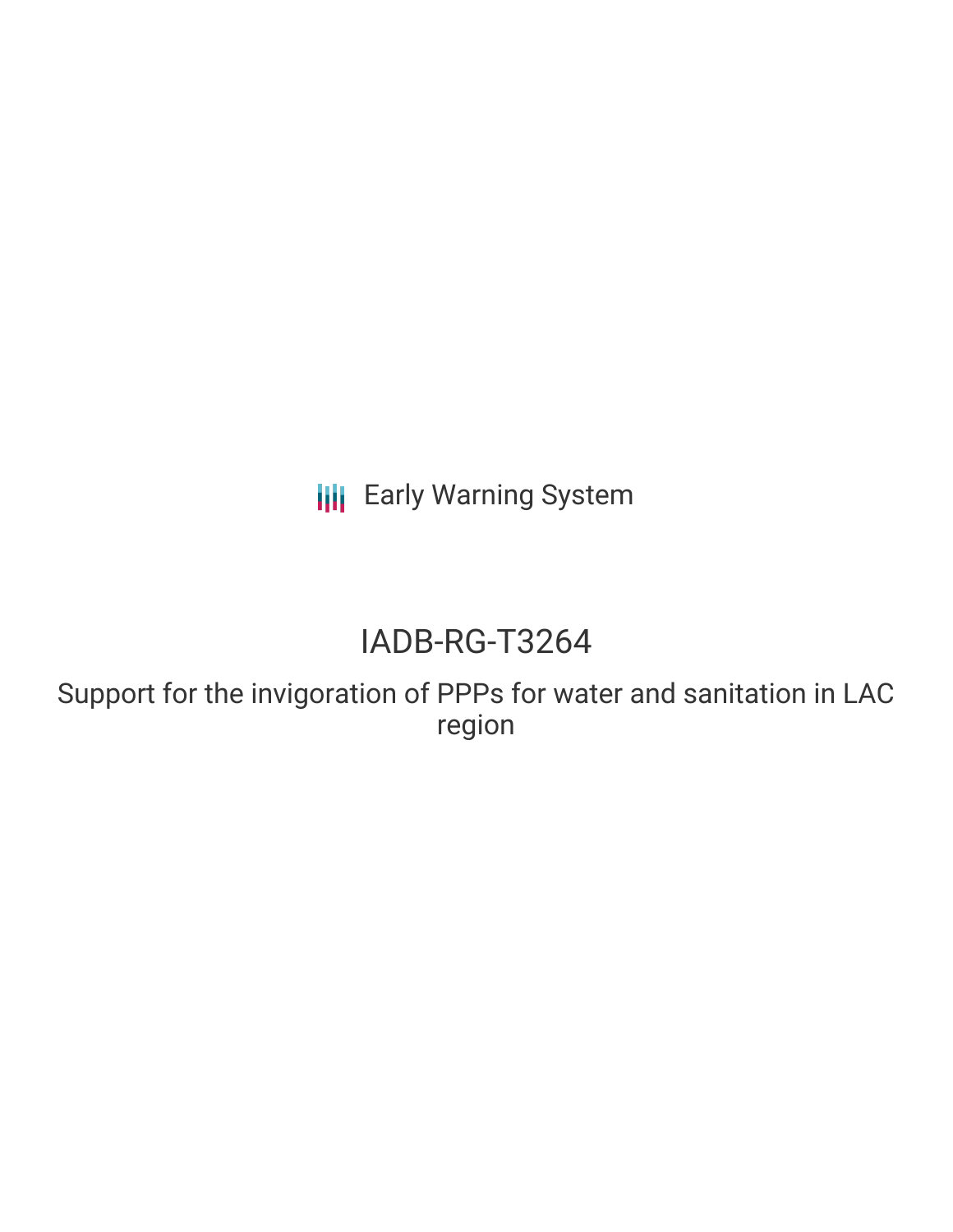Early Warning System

# IADB-RG-T3264

## Support for the invigoration of PPPs for water and sanitation in LAC region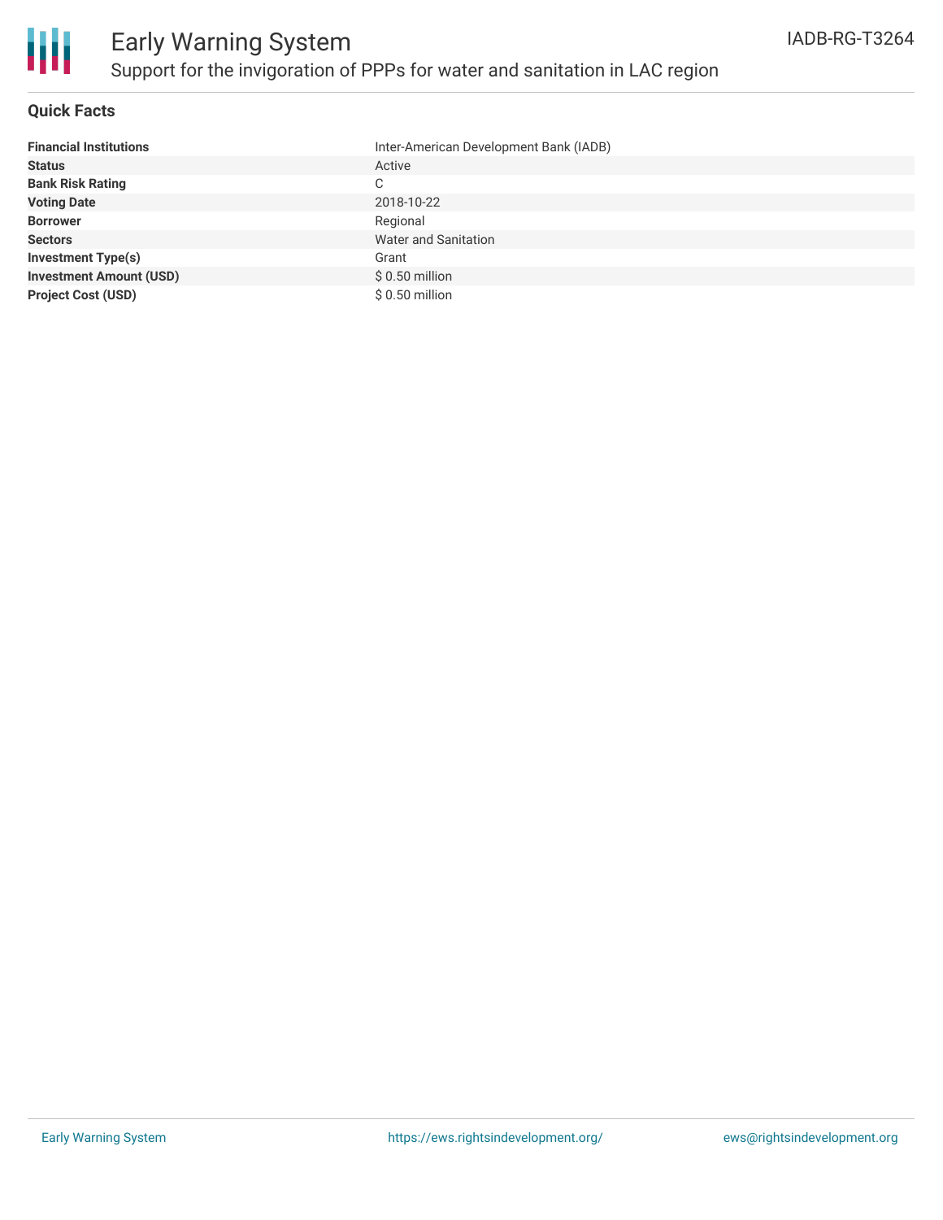# Early Warning System

## Support for the invigoration of PPPs for water and sanitation in LAC region

IADB-RG-T3264

### Quick Facts

| | |
|---|---|
| **Financial Institutions** | Inter-American Development Bank (IADB) |
| **Status** | Active |
| **Bank Risk Rating** | C |
| **Voting Date** | 2018-10-22 |
| **Borrower** | Regional |
| **Sectors** | Water and Sanitation |
| **Investment Type(s)** | Grant |
| **Investment Amount (USD)** | $ 0.50 million |
| **Project Cost (USD)** | $ 0.50 million |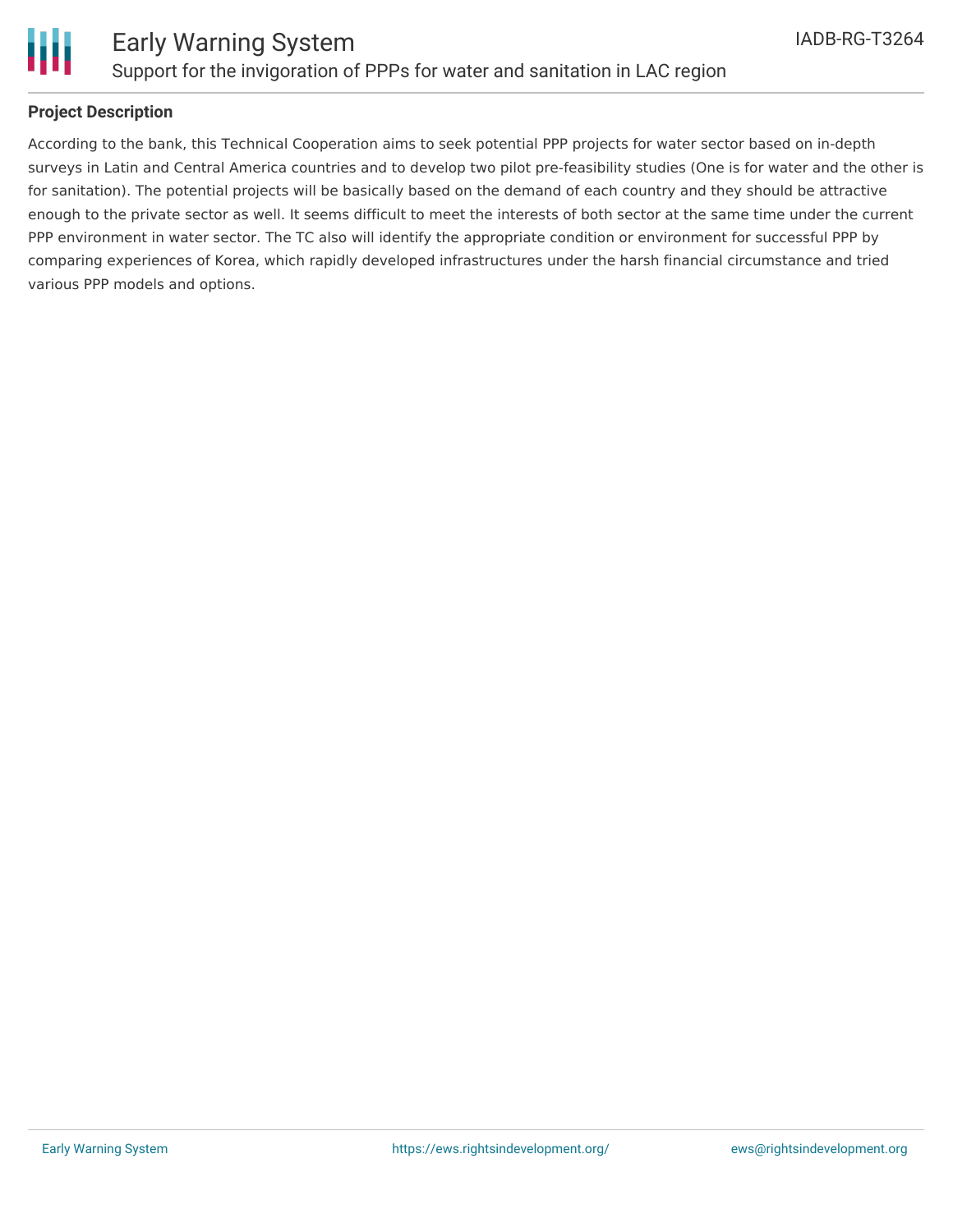## Project Description

According to the bank, this Technical Cooperation aims to seek potential PPP projects for water sector based on in-depth surveys in Latin and Central America countries and to develop two pilot pre-feasibility studies (One is for water and the other is for sanitation). The potential projects will be basically based on the demand of each country and they should be attractive enough to the private sector as well. It seems difficult to meet the interests of both sector at the same time under the current PPP environment in water sector. The TC also will identify the appropriate condition or environment for successful PPP by comparing experiences of Korea, which rapidly developed infrastructures under the harsh financial circumstance and tried various PPP models and options.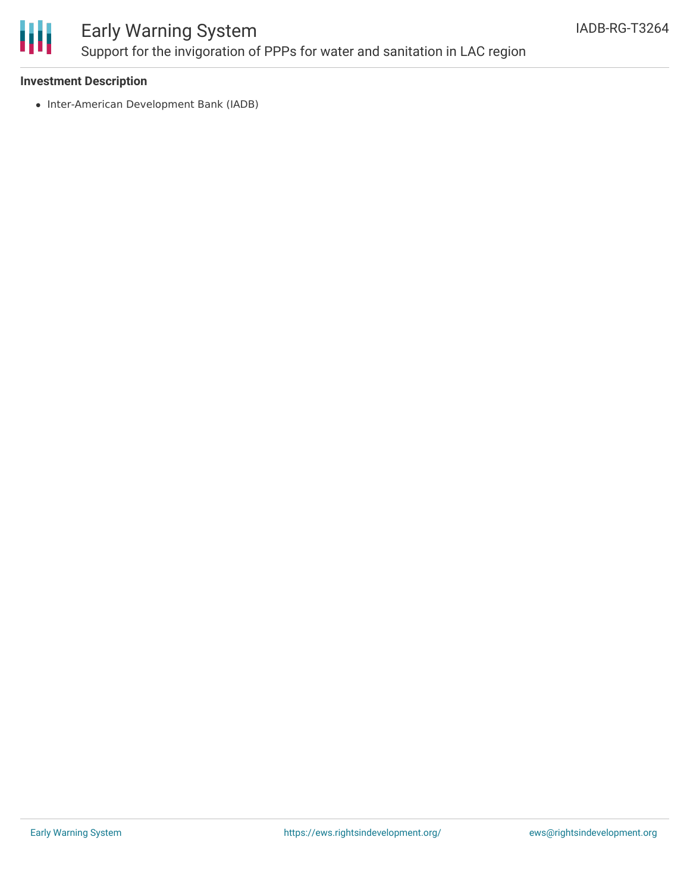### Investment Description

- Inter-American Development Bank (IADB)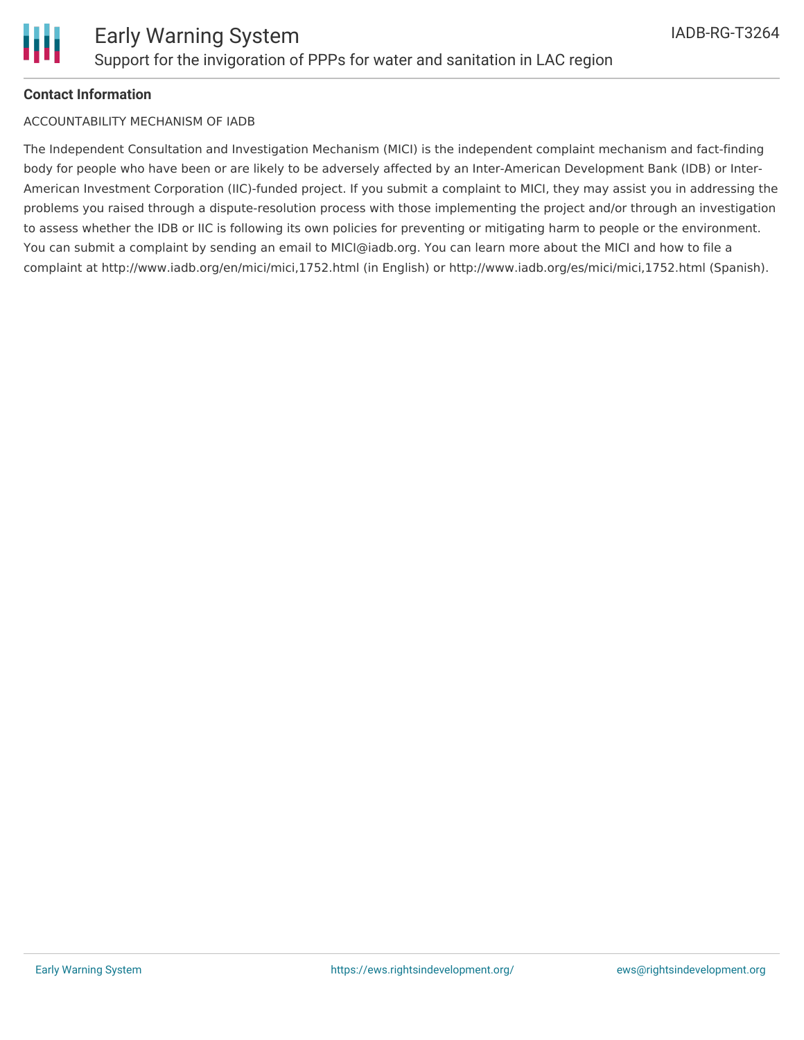**Contact Information**

ACCOUNTABILITY MECHANISM OF IADB

The Independent Consultation and Investigation Mechanism (MICI) is the independent complaint mechanism and fact-finding body for people who have been or are likely to be adversely affected by an Inter-American Development Bank (IDB) or Inter-American Investment Corporation (IIC)-funded project. If you submit a complaint to MICI, they may assist you in addressing the problems you raised through a dispute-resolution process with those implementing the project and/or through an investigation to assess whether the IDB or IIC is following its own policies for preventing or mitigating harm to people or the environment. You can submit a complaint by sending an email to MICI@iadb.org. You can learn more about the MICI and how to file a complaint at http://www.iadb.org/en/mici/mici,1752.html (in English) or http://www.iadb.org/es/mici/mici,1752.html (Spanish).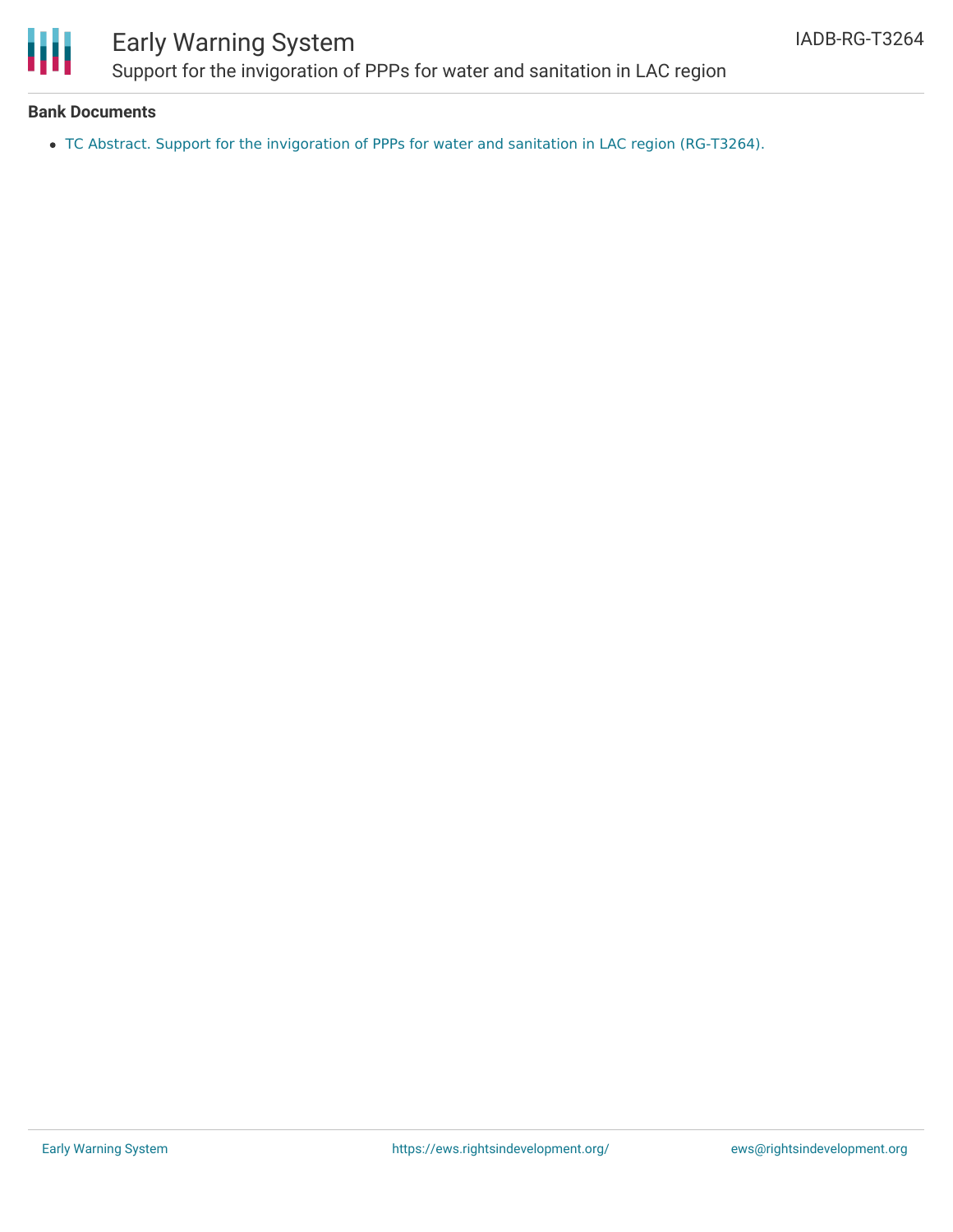**Bank Documents**

- TC Abstract. Support for the invigoration of PPPs for water and sanitation in LAC region (RG-T3264).